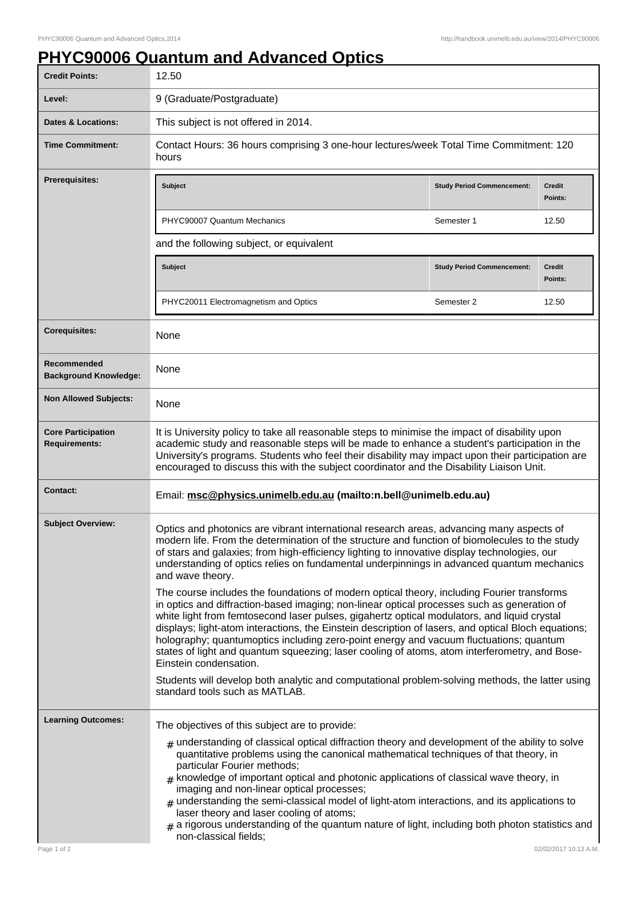# PHYC90006 Quantum and Advanced Optics

| | |
|---|---|
| **Credit Points:** | 12.50 |
| **Level:** | 9 (Graduate/Postgraduate) |
| **Dates & Locations:** | This subject is not offered in 2014. |
| **Time Commitment:** | Contact Hours: 36 hours comprising 3 one-hour lectures/week Total Time Commitment: 120 hours |
| **Prerequisites:** | **Subject** / **Study Period Commencement:** / **Credit Points:**<br>PHYC90007 Quantum Mechanics / Semester 1 / 12.50<br>and the following subject, or equivalent<br>**Subject** / **Study Period Commencement:** / **Credit Points:**<br>PHYC20011 Electromagnetism and Optics / Semester 2 / 12.50 |
| **Corequisites:** | None |
| **Recommended Background Knowledge:** | None |
| **Non Allowed Subjects:** | None |
| **Core Participation Requirements:** | It is University policy to take all reasonable steps to minimise the impact of disability upon academic study and reasonable steps will be made to enhance a student's participation in the University's programs. Students who feel their disability may impact upon their participation are encouraged to discuss this with the subject coordinator and the Disability Liaison Unit. |
| **Contact:** | Email: **msc@physics.unimelb.edu.au (mailto:n.bell@unimelb.edu.au)** |
| **Subject Overview:** | Optics and photonics are vibrant international research areas, advancing many aspects of modern life. From the determination of the structure and function of biomolecules to the study of stars and galaxies; from high-efficiency lighting to innovative display technologies, our understanding of optics relies on fundamental underpinnings in advanced quantum mechanics and wave theory.<br><br>The course includes the foundations of modern optical theory, including Fourier transforms in optics and diffraction-based imaging; non-linear optical processes such as generation of white light from femtosecond laser pulses, gigahertz optical modulators, and liquid crystal displays; light-atom interactions, the Einstein description of lasers, and optical Bloch equations; holography; quantumoptics including zero-point energy and vacuum fluctuations; quantum states of light and quantum squeezing; laser cooling of atoms, atom interferometry, and Bose-Einstein condensation.<br><br>Students will develop both analytic and computational problem-solving methods, the latter using standard tools such as MATLAB. |
| **Learning Outcomes:** | The objectives of this subject are to provide:<br># understanding of classical optical diffraction theory and development of the ability to solve quantitative problems using the canonical mathematical techniques of that theory, in particular Fourier methods;<br># knowledge of important optical and photonic applications of classical wave theory, in imaging and non-linear optical processes;<br># understanding the semi-classical model of light-atom interactions, and its applications to laser theory and laser cooling of atoms;<br># a rigorous understanding of the quantum nature of light, including both photon statistics and non-classical fields; |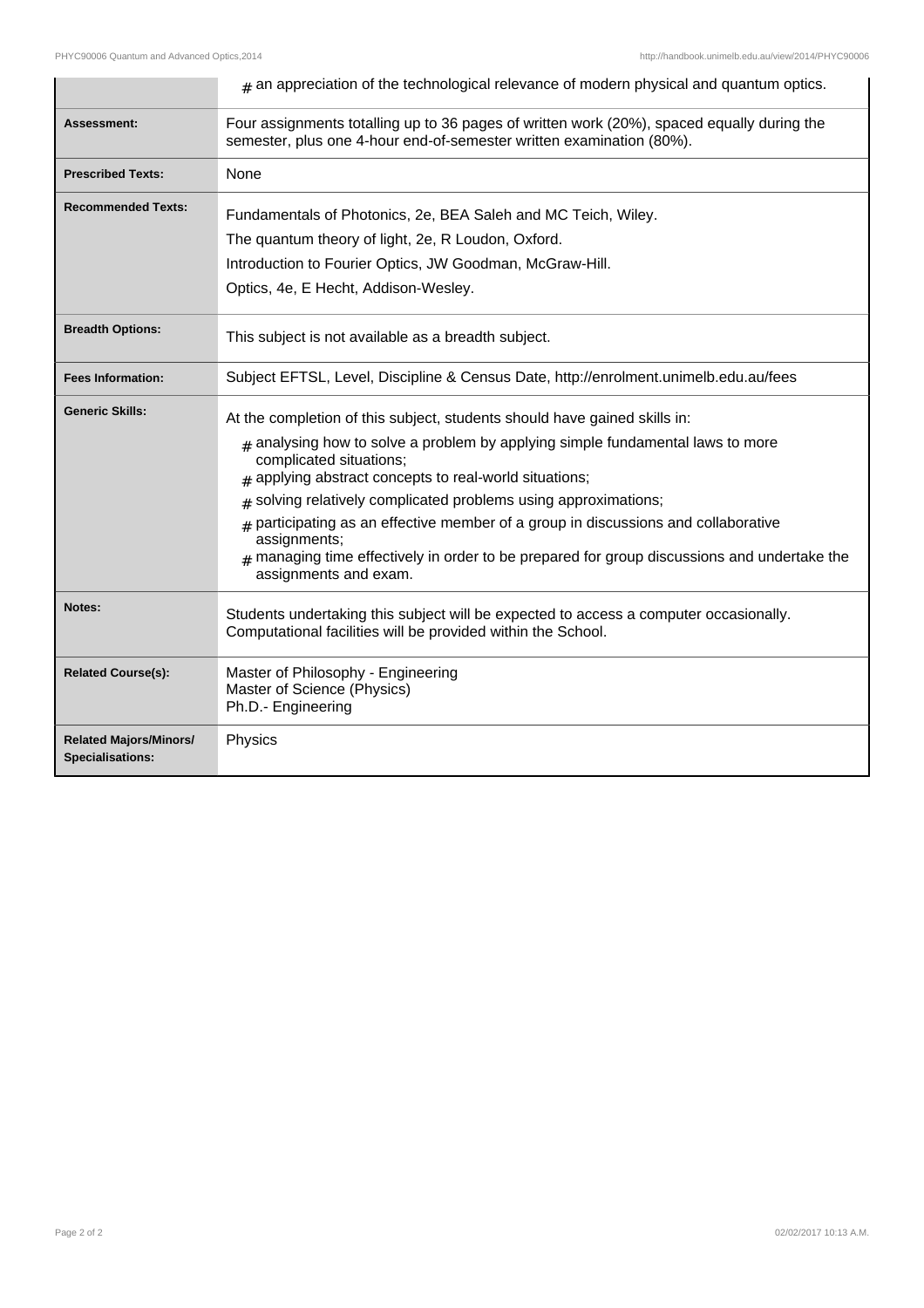| | |
|---|---|
| | # an appreciation of the technological relevance of modern physical and quantum optics. |
| **Assessment:** | Four assignments totalling up to 36 pages of written work (20%), spaced equally during the semester, plus one 4-hour end-of-semester written examination (80%). |
| **Prescribed Texts:** | None |
| **Recommended Texts:** | Fundamentals of Photonics, 2e, BEA Saleh and MC Teich, Wiley.<br>The quantum theory of light, 2e, R Loudon, Oxford.<br>Introduction to Fourier Optics, JW Goodman, McGraw-Hill.<br>Optics, 4e, E Hecht, Addison-Wesley. |
| **Breadth Options:** | This subject is not available as a breadth subject. |
| **Fees Information:** | Subject EFTSL, Level, Discipline & Census Date, http://enrolment.unimelb.edu.au/fees |
| **Generic Skills:** | At the completion of this subject, students should have gained skills in:<br># analysing how to solve a problem by applying simple fundamental laws to more complicated situations;<br># applying abstract concepts to real-world situations;<br># solving relatively complicated problems using approximations;<br># participating as an effective member of a group in discussions and collaborative assignments;<br># managing time effectively in order to be prepared for group discussions and undertake the assignments and exam. |
| **Notes:** | Students undertaking this subject will be expected to access a computer occasionally. Computational facilities will be provided within the School. |
| **Related Course(s):** | Master of Philosophy - Engineering<br>Master of Science (Physics)<br>Ph.D.- Engineering |
| **Related Majors/Minors/ Specialisations:** | Physics |